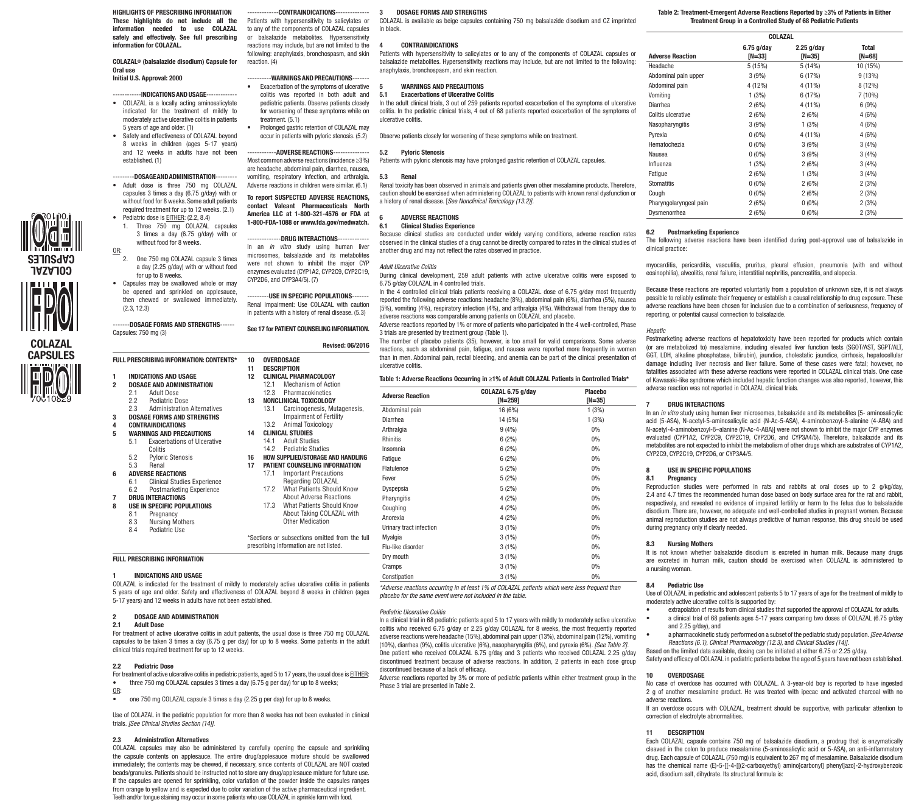## HIGHLIGHTS OF PRESCRIBING INFORMATION

**These highlights do not include all the information needed to use COLAZAL safely and effectively. See full prescribing information for COLAZAL.**

**COLAZAL® (balsalazide disodium) Capsule for Oral use**
**Initial U.S. Approval: 2000**

### INDICATIONS AND USAGE

- COLAZAL is a locally acting aminosalicylate indicated for the treatment of mildly to moderately active ulcerative colitis in patients 5 years of age and older. (1)
- Safety and effectiveness of COLAZAL beyond 8 weeks in children (ages 5-17 years) and 12 weeks in adults have not been established. (1)

### DOSAGE AND ADMINISTRATION

- Adult dose is three 750 mg COLAZAL capsules 3 times a day (6.75 g/day) with or without food for 8 weeks. Some adult patients required treatment for up to 12 weeks. (2.1)
- Pediatric dose is EITHER: (2.2, 8.4)
  1. Three 750 mg COLAZAL capsules 3 times a day (6.75 g/day) with or without food for 8 weeks.

  OR:

  2. One 750 mg COLAZAL capsule 3 times a day (2.25 g/day) with or without food for up to 8 weeks.
- Capsules may be swallowed whole or may be opened and sprinkled on applesauce, then chewed or swallowed immediately. (2.3, 12.3)

### DOSAGE FORMS AND STRENGTHS

Capsules: 750 mg (3)

### CONTRAINDICATIONS

Patients with hypersensitivity to salicylates or to any of the components of COLAZAL capsules or balsalazide metabolites. Hypersensitivity reactions may include, but are not limited to the following: anaphylaxis, bronchospasm, and skin reaction. (4)

### WARNINGS AND PRECAUTIONS

- Exacerbation of the symptoms of ulcerative colitis was reported in both adult and pediatric patients. Observe patients closely for worsening of these symptoms while on treatment. (5.1)
- Prolonged gastric retention of COLAZAL may occur in patients with pyloric stenosis. (5.2)

### ADVERSE REACTIONS

Most common adverse reactions (incidence ≥3%) are headache, abdominal pain, diarrhea, nausea, vomiting, respiratory infection, and arthralgia. Adverse reactions in children were similar. (6.1)

**To report SUSPECTED ADVERSE REACTIONS, contact Valeant Pharmaceuticals North America LLC at 1-800-321-4576 or FDA at 1-800-FDA-1088 or www.fda.gov/medwatch.**

### DRUG INTERACTIONS

In an *in vitro* study using human liver microsomes, balsalazide and its metabolites were not shown to inhibit the major CYP enzymes evaluated (CYP1A2, CYP2C9, CYP2C19, CYP2D6, and CYP3A4/5). (7)

### USE IN SPECIFIC POPULATIONS

Renal impairment: Use COLAZAL with caution in patients with a history of renal disease. (5.3)

**See 17 for PATIENT COUNSELING INFORMATION.**

**Revised: 06/2016**

## FULL PRESCRIBING INFORMATION: CONTENTS*

1 INDICATIONS AND USAGE
2 DOSAGE AND ADMINISTRATION
- 2.1 Adult Dose
- 2.2 Pediatric Dose
- 2.3 Administration Alternatives

3 DOSAGE FORMS AND STRENGTHS
4 CONTRAINDICATIONS
5 WARNINGS AND PRECAUTIONS
- 5.1 Exacerbations of Ulcerative Colitis
- 5.2 Pyloric Stenosis
- 5.3 Renal

6 ADVERSE REACTIONS
- 6.1 Clinical Studies Experience
- 6.2 Postmarketing Experience

7 DRUG INTERACTIONS
8 USE IN SPECIFIC POPULATIONS
- 8.1 Pregnancy
- 8.3 Nursing Mothers
- 8.4 Pediatric Use

10 OVERDOSAGE
11 DESCRIPTION
12 CLINICAL PHARMACOLOGY
- 12.1 Mechanism of Action
- 12.3 Pharmacokinetics

13 NONCLINICAL TOXICOLOGY
- 13.1 Carcinogenesis, Mutagenesis, Impairment of Fertility
- 13.2 Animal Toxicology

14 CLINICAL STUDIES
- 14.1 Adult Studies
- 14.2 Pediatric Studies

16 HOW SUPPLIED/STORAGE AND HANDLING
17 PATIENT COUNSELING INFORMATION
- 17.1 Important Precautions Regarding COLAZAL
- 17.2 What Patients Should Know About Adverse Reactions
- 17.3 What Patients Should Know About Taking COLAZAL with Other Medication

*Sections or subsections omitted from the full prescribing information are not listed.

## FULL PRESCRIBING INFORMATION

### 1 INDICATIONS AND USAGE

COLAZAL is indicated for the treatment of mildly to moderately active ulcerative colitis in patients 5 years of age and older. Safety and effectiveness of COLAZAL beyond 8 weeks in children (ages 5-17 years) and 12 weeks in adults have not been established.

### 2 DOSAGE AND ADMINISTRATION

#### 2.1 Adult Dose

For treatment of active ulcerative colitis in adult patients, the usual dose is three 750 mg COLAZAL capsules to be taken 3 times a day (6.75 g per day) for up to 8 weeks. Some patients in the adult clinical trials required treatment for up to 12 weeks.

#### 2.2 Pediatric Dose

For treatment of active ulcerative colitis in pediatric patients, aged 5 to 17 years, the usual dose is EITHER:

- three 750 mg COLAZAL capsules 3 times a day (6.75 g per day) for up to 8 weeks;

OR:

- one 750 mg COLAZAL capsule 3 times a day (2.25 g per day) for up to 8 weeks.

Use of COLAZAL in the pediatric population for more than 8 weeks has not been evaluated in clinical trials. *[See Clinical Studies Section (14)].*

#### 2.3 Administration Alternatives

COLAZAL capsules may also be administered by carefully opening the capsule and sprinkling the capsule contents on applesauce. The entire drug/applesauce mixture should be swallowed immediately; the contents may be chewed, if necessary, since contents of COLAZAL are NOT coated beads/granules. Patients should be instructed not to store any drug/applesauce mixture for future use. If the capsules are opened for sprinkling, color variation of the powder inside the capsules ranges from orange to yellow and is expected due to color variation of the active pharmaceutical ingredient. Teeth and/or tongue staining may occur in some patients who use COLAZAL in sprinkle form with food.

### 3 DOSAGE FORMS AND STRENGTHS

COLAZAL is available as beige capsules containing 750 mg balsalazide disodium and CZ imprinted in black.

### 4 CONTRAINDICATIONS

Patients with hypersensitivity to salicylates or to any of the components of COLAZAL capsules or balsalazide metabolites. Hypersensitivity reactions may include, but are not limited to the following: anaphylaxis, bronchospasm, and skin reaction.

### 5 WARNINGS AND PRECAUTIONS

#### 5.1 Exacerbations of Ulcerative Colitis

In the adult clinical trials, 3 out of 259 patients reported exacerbation of the symptoms of ulcerative colitis. In the pediatric clinical trials, 4 out of 68 patients reported exacerbation of the symptoms of ulcerative colitis.

Observe patients closely for worsening of these symptoms while on treatment.

#### 5.2 Pyloric Stenosis

Patients with pyloric stenosis may have prolonged gastric retention of COLAZAL capsules.

#### 5.3 Renal

Renal toxicity has been observed in animals and patients given other mesalamine products. Therefore, caution should be exercised when administering COLAZAL to patients with known renal dysfunction or a history of renal disease. [*See Nonclinical Toxicology (13.2)*].

### 6 ADVERSE REACTIONS

#### 6.1 Clinical Studies Experience

Because clinical studies are conducted under widely varying conditions, adverse reaction rates observed in the clinical studies of a drug cannot be directly compared to rates in the clinical studies of another drug and may not reflect the rates observed in practice.

*Adult Ulcerative Colitis*

During clinical development, 259 adult patients with active ulcerative colitis were exposed to 6.75 g/day COLAZAL in 4 controlled trials.

In the 4 controlled clinical trials patients receiving a COLAZAL dose of 6.75 g/day most frequently reported the following adverse reactions: headache (8%), abdominal pain (6%), diarrhea (5%), nausea (5%), vomiting (4%), respiratory infection (4%), and arthralgia (4%). Withdrawal from therapy due to adverse reactions was comparable among patients on COLAZAL and placebo.

Adverse reactions reported by 1% or more of patients who participated in the 4 well-controlled, Phase 3 trials are presented by treatment group (Table 1).

The number of placebo patients (35), however, is too small for valid comparisons. Some adverse reactions, such as abdominal pain, fatigue, and nausea were reported more frequently in women than in men. Abdominal pain, rectal bleeding, and anemia can be part of the clinical presentation of ulcerative colitis.

**Table 1: Adverse Reactions Occurring in ≥1% of Adult COLAZAL Patients in Controlled Trials***

| Adverse Reaction | COLAZAL 6.75 g/day [N=259] | Placebo [N=35] |
|---|---|---|
| Abdominal pain | 16 (6%) | 1 (3%) |
| Diarrhea | 14 (5%) | 1 (3%) |
| Arthralgia | 9 (4%) | 0% |
| Rhinitis | 6 (2%) | 0% |
| Insomnia | 6 (2%) | 0% |
| Fatigue | 6 (2%) | 0% |
| Flatulence | 5 (2%) | 0% |
| Fever | 5 (2%) | 0% |
| Dyspepsia | 5 (2%) | 0% |
| Pharyngitis | 4 (2%) | 0% |
| Coughing | 4 (2%) | 0% |
| Anorexia | 4 (2%) | 0% |
| Urinary tract infection | 3 (1%) | 0% |
| Myalgia | 3 (1%) | 0% |
| Flu-like disorder | 3 (1%) | 0% |
| Dry mouth | 3 (1%) | 0% |
| Cramps | 3 (1%) | 0% |
| Constipation | 3 (1%) | 0% |

*Adverse reactions occurring in at least 1% of COLAZAL patients which were less frequent than placebo for the same event were not included in the table.*

*Pediatric Ulcerative Colitis*

In a clinical trial in 68 pediatric patients aged 5 to 17 years with mildly to moderately active ulcerative colitis who received 6.75 g/day or 2.25 g/day COLAZAL for 8 weeks, the most frequently reported adverse reactions were headache (15%), abdominal pain upper (13%), abdominal pain (12%), vomiting (10%), diarrhea (9%), colitis ulcerative (6%), nasopharyngitis (6%), and pyrexia (6%). *[See Table 2]*.

One patient who received COLAZAL 6.75 g/day and 3 patients who received COLAZAL 2.25 g/day discontinued treatment because of adverse reactions. In addition, 2 patients in each dose group discontinued because of a lack of efficacy.

Adverse reactions reported by 3% or more of pediatric patients within either treatment group in the Phase 3 trial are presented in Table 2.

**Table 2: Treatment-Emergent Adverse Reactions Reported by ≥3% of Patients in Either Treatment Group in a Controlled Study of 68 Pediatric Patients**

| | COLAZAL | | |
|---|---|---|---|
| Adverse Reaction | 6.75 g/day [N=33] | 2.25 g/day [N=35] | Total [N=68] |
| Headache | 5 (15%) | 5 (14%) | 10 (15%) |
| Abdominal pain upper | 3 (9%) | 6 (17%) | 9 (13%) |
| Abdominal pain | 4 (12%) | 4 (11%) | 8 (12%) |
| Vomiting | 1 (3%) | 6 (17%) | 7 (10%) |
| Diarrhea | 2 (6%) | 4 (11%) | 6 (9%) |
| Colitis ulcerative | 2 (6%) | 2 (6%) | 4 (6%) |
| Nasopharyngitis | 3 (9%) | 1 (3%) | 4 (6%) |
| Pyrexia | 0 (0%) | 4 (11%) | 4 (6%) |
| Hematochezia | 0 (0%) | 3 (9%) | 3 (4%) |
| Nausea | 0 (0%) | 3 (9%) | 3 (4%) |
| Influenza | 1 (3%) | 2 (6%) | 3 (4%) |
| Fatigue | 2 (6%) | 1 (3%) | 3 (4%) |
| Stomatitis | 0 (0%) | 2 (6%) | 2 (3%) |
| Cough | 0 (0%) | 2 (6%) | 2 (3%) |
| Pharyngolaryngeal pain | 2 (6%) | 0 (0%) | 2 (3%) |
| Dysmenorrhea | 2 (6%) | 0 (0%) | 2 (3%) |

#### 6.2 Postmarketing Experience

The following adverse reactions have been identified during post-approval use of balsalazide in clinical practice:

myocarditis, pericarditis, vasculitis, pruritus, pleural effusion, pneumonia (with and without eosinophilia), alveolitis, renal failure, interstitial nephritis, pancreatitis, and alopecia.

Because these reactions are reported voluntarily from a population of unknown size, it is not always possible to reliably estimate their frequency or establish a causal relationship to drug exposure. These adverse reactions have been chosen for inclusion due to a combination of seriousness, frequency of reporting, or potential causal connection to balsalazide.

*Hepatic*

Postmarketing adverse reactions of hepatotoxicity have been reported for products which contain (or are metabolized to) mesalamine, including elevated liver function tests (SGOT/AST, SGPT/ALT, GGT, LDH, alkaline phosphatase, bilirubin), jaundice, cholestatic jaundice, cirrhosis, hepatocellular damage including liver necrosis and liver failure. Some of these cases were fatal; however, no fatalities associated with these adverse reactions were reported in COLAZAL clinical trials. One case of Kawasaki-like syndrome which included hepatic function changes was also reported, however, this adverse reaction was not reported in COLAZAL clinical trials.

### 7 DRUG INTERACTIONS

In an *in vitro* study using human liver microsomes, balsalazide and its metabolites [5- aminosalicylic acid (5-ASA), N-acetyl-5-aminosalicylic acid (N-Ac-5-ASA), 4-aminobenzoyl-ß-alanine (4-ABA) and N-acetyl-4-aminobenzoyl-ß–alanine (N-Ac-4-ABA)] were not shown to inhibit the major CYP enzymes evaluated (CYP1A2, CYP2C9, CYP2C19, CYP2D6, and CYP3A4/5). Therefore, balsalazide and its metabolites are not expected to inhibit the metabolism of other drugs which are substrates of CYP1A2, CYP2C9, CYP2C19, CYP2D6, or CYP3A4/5.

### 8 USE IN SPECIFIC POPULATIONS

#### 8.1 Pregnancy

Reproduction studies were performed in rats and rabbits at oral doses up to 2 g/kg/day, 2.4 and 4.7 times the recommended human dose based on body surface area for the rat and rabbit, respectively, and revealed no evidence of impaired fertility or harm to the fetus due to balsalazide disodium. There are, however, no adequate and well-controlled studies in pregnant women. Because animal reproduction studies are not always predictive of human response, this drug should be used during pregnancy only if clearly needed.

#### 8.3 Nursing Mothers

It is not known whether balsalazide disodium is excreted in human milk. Because many drugs are excreted in human milk, caution should be exercised when COLAZAL is administered to a nursing woman.

#### 8.4 Pediatric Use

Use of COLAZAL in pediatric and adolescent patients 5 to 17 years of age for the treatment of mildly to moderately active ulcerative colitis is supported by:

- extrapolation of results from clinical studies that supported the approval of COLAZAL for adults.
- a clinical trial of 68 patients ages 5-17 years comparing two doses of COLAZAL (6.75 g/day and 2.25 g/day), and
- a pharmacokinetic study performed on a subset of the pediatric study population. *[See Adverse Reactions (6.1), Clinical Pharmacology (12.3),* and *Clinical Studies (14)].*

Based on the limited data available, dosing can be initiated at either 6.75 or 2.25 g/day.

Safety and efficacy of COLAZAL in pediatric patients below the age of 5 years have not been established.

### 10 OVERDOSAGE

No case of overdose has occurred with COLAZAL. A 3-year-old boy is reported to have ingested 2 g of another mesalamine product. He was treated with ipecac and activated charcoal with no adverse reactions.

If an overdose occurs with COLAZAL, treatment should be supportive, with particular attention to correction of electrolyte abnormalities.

### 11 DESCRIPTION

Each COLAZAL capsule contains 750 mg of balsalazide disodium, a prodrug that is enzymatically cleaved in the colon to produce mesalamine (5-aminosalicylic acid or 5-ASA), an anti-inflammatory drug. Each capsule of COLAZAL (750 mg) is equivalent to 267 mg of mesalamine. Balsalazide disodium has the chemical name (E)-5-[[-4-[[(2-carboxyethyl) amino]carbonyl] phenyl]azo]-2-hydroxybenzoic acid, disodium salt, dihydrate. Its structural formula is: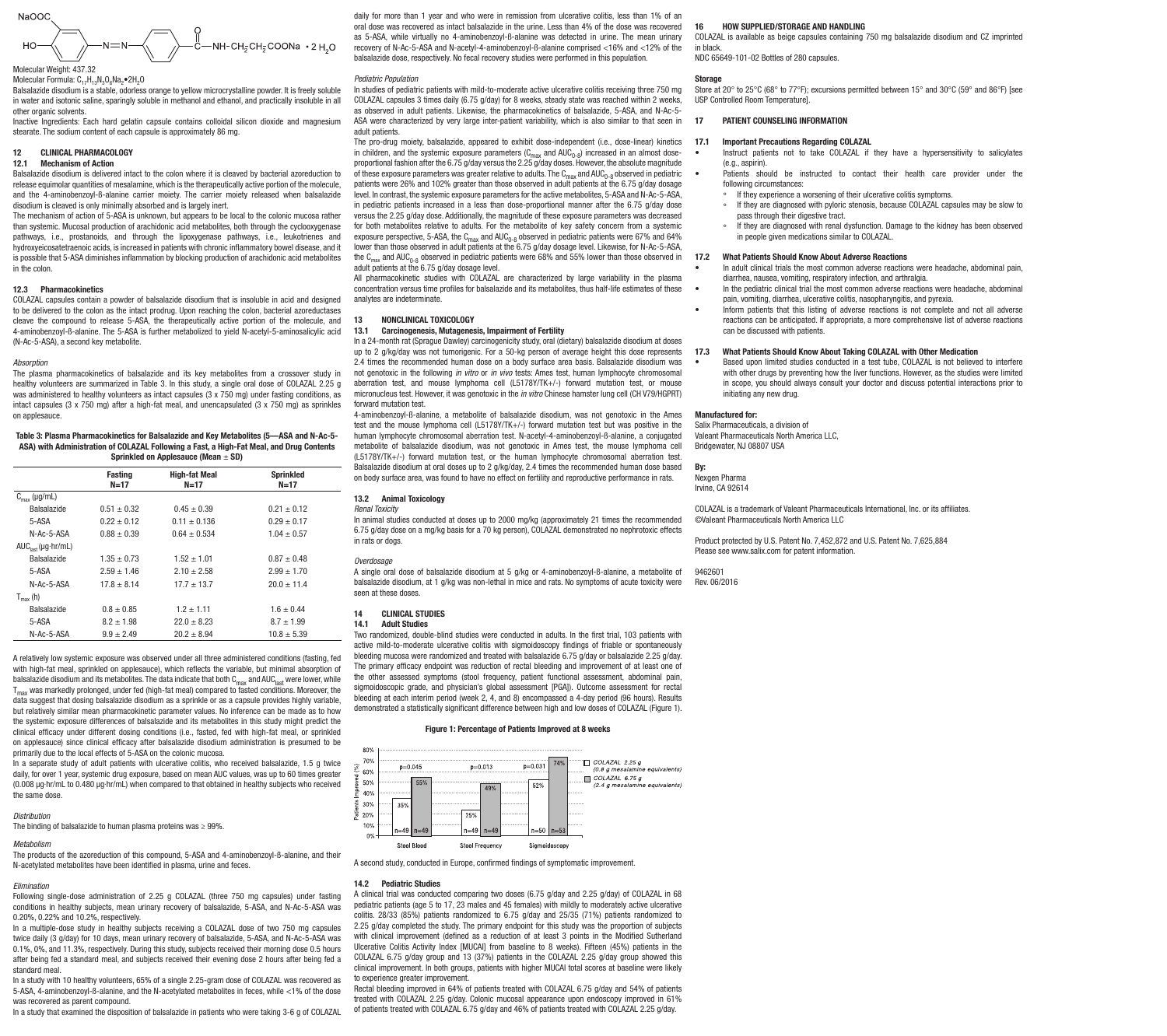NaOOC

HO—⟨⟩—N=N—⟨⟩—C(=O)—NH-CH$_2$CH$_2$COONa • 2 H$_2$O

Molecular Weight: 437.32

Molecular Formula: $C_{17}H_{13}N_3O_6Na_2 \bullet 2H_2O$

Balsalazide disodium is a stable, odorless orange to yellow microcrystalline powder. It is freely soluble in water and isotonic saline, sparingly soluble in methanol and ethanol, and practically insoluble in all other organic solvents.

Inactive Ingredients: Each hard gelatin capsule contains colloidal silicon dioxide and magnesium stearate. The sodium content of each capsule is approximately 86 mg.

## 12 CLINICAL PHARMACOLOGY

### 12.1 Mechanism of Action

Balsalazide disodium is delivered intact to the colon where it is cleaved by bacterial azoreduction to release equimolar quantities of mesalamine, which is the therapeutically active portion of the molecule, and the 4-aminobenzoyl-ß-alanine carrier moiety. The carrier moiety released when balsalazide disodium is cleaved is only minimally absorbed and is largely inert.

The mechanism of action of 5-ASA is unknown, but appears to be local to the colonic mucosa rather than systemic. Mucosal production of arachidonic acid metabolites, both through the cyclooxygenase pathways, i.e., prostanoids, and through the lipoxygenase pathways, i.e., leukotrienes and hydroxyeicosatetraenoic acids, is increased in patients with chronic inflammatory bowel disease, and it is possible that 5-ASA diminishes inflammation by blocking production of arachidonic acid metabolites in the colon.

### 12.3 Pharmacokinetics

COLAZAL capsules contain a powder of balsalazide disodium that is insoluble in acid and designed to be delivered to the colon as the intact prodrug. Upon reaching the colon, bacterial azoreductases cleave the compound to release 5-ASA, the therapeutically active portion of the molecule, and 4-aminobenzoyl-ß-alanine. The 5-ASA is further metabolized to yield N-acetyl-5-aminosalicylic acid (N-Ac-5-ASA), a second key metabolite.

*Absorption*

The plasma pharmacokinetics of balsalazide and its key metabolites from a crossover study in healthy volunteers are summarized in Table 3. In this study, a single oral dose of COLAZAL 2.25 g was administered to healthy volunteers as intact capsules (3 x 750 mg) under fasting conditions, as intact capsules (3 x 750 mg) after a high-fat meal, and unencapsulated (3 x 750 mg) as sprinkles on applesauce.

**Table 3: Plasma Pharmacokinetics for Balsalazide and Key Metabolites (5—ASA and N-Ac-5-ASA) with Administration of COLAZAL Following a Fast, a High-Fat Meal, and Drug Contents Sprinkled on Applesauce (Mean ± SD)**

| | Fasting N=17 | High-fat Meal N=17 | Sprinkled N=17 |
|---|---|---|---|
| $C_{max}$ (µg/mL) | | | |
| Balsalazide | 0.51 ± 0.32 | 0.45 ± 0.39 | 0.21 ± 0.12 |
| 5-ASA | 0.22 ± 0.12 | 0.11 ± 0.136 | 0.29 ± 0.17 |
| N-Ac-5-ASA | 0.88 ± 0.39 | 0.64 ± 0.534 | 1.04 ± 0.57 |
| $AUC_{last}$ (µg·hr/mL) | | | |
| Balsalazide | 1.35 ± 0.73 | 1.52 ± 1.01 | 0.87 ± 0.48 |
| 5-ASA | 2.59 ± 1.46 | 2.10 ± 2.58 | 2.99 ± 1.70 |
| N-Ac-5-ASA | 17.8 ± 8.14 | 17.7 ± 13.7 | 20.0 ± 11.4 |
| $T_{max}$ (h) | | | |
| Balsalazide | 0.8 ± 0.85 | 1.2 ± 1.11 | 1.6 ± 0.44 |
| 5-ASA | 8.2 ± 1.98 | 22.0 ± 8.23 | 8.7 ± 1.99 |
| N-Ac-5-ASA | 9.9 ± 2.49 | 20.2 ± 8.94 | 10.8 ± 5.39 |

A relatively low systemic exposure was observed under all three administered conditions (fasting, fed with high-fat meal, sprinkled on applesauce), which reflects the variable, but minimal absorption of balsalazide disodium and its metabolites. The data indicate that both $C_{max}$ and $AUC_{last}$ were lower, while $T_{max}$ was markedly prolonged, under fed (high-fat meal) compared to fasted conditions. Moreover, the data suggest that dosing balsalazide disodium as a sprinkle or as a capsule provides highly variable, but relatively similar mean pharmacokinetic parameter values. No inference can be made as to how the systemic exposure differences of balsalazide and its metabolites in this study might predict the clinical efficacy under different dosing conditions (i.e., fasted, fed with high-fat meal, or sprinkled on applesauce) since clinical efficacy after balsalazide disodium administration is presumed to be primarily due to the local effects of 5-ASA on the colonic mucosa.

In a separate study of adult patients with ulcerative colitis, who received balsalazide, 1.5 g twice daily, for over 1 year, systemic drug exposure, based on mean AUC values, was up to 60 times greater (0.008 µg·hr/mL to 0.480 µg·hr/mL) when compared to that obtained in healthy subjects who received the same dose.

*Distribution*

The binding of balsalazide to human plasma proteins was ≥ 99%.

*Metabolism*

The products of the azoreduction of this compound, 5-ASA and 4-aminobenzoyl-ß-alanine, and their N-acetylated metabolites have been identified in plasma, urine and feces.

*Elimination*

Following single-dose administration of 2.25 g COLAZAL (three 750 mg capsules) under fasting conditions in healthy subjects, mean urinary recovery of balsalazide, 5-ASA, and N-Ac-5-ASA was 0.20%, 0.22% and 10.2%, respectively.

In a multiple-dose study in healthy subjects receiving a COLAZAL dose of two 750 mg capsules twice daily (3 g/day) for 10 days, mean urinary recovery of balsalazide, 5-ASA, and N-Ac-5-ASA was 0.1%, 0%, and 11.3%, respectively. During this study, subjects received their morning dose 0.5 hours after being fed a standard meal, and subjects received their evening dose 2 hours after being fed a standard meal.

In a study with 10 healthy volunteers, 65% of a single 2.25-gram dose of COLAZAL was recovered as 5-ASA, 4-aminobenzoyl-ß-alanine, and the N-acetylated metabolites in feces, while <1% of the dose was recovered as parent compound.

In a study that examined the disposition of balsalazide in patients who were taking 3-6 g of COLAZAL daily for more than 1 year and who were in remission from ulcerative colitis, less than 1% of an oral dose was recovered as intact balsalazide in the urine. Less than 4% of the dose was recovered as 5-ASA, while virtually no 4-aminobenzoyl-ß-alanine was detected in urine. The mean urinary recovery of N-Ac-5-ASA and N-acetyl-4-aminobenzoyl-ß-alanine comprised <16% and <12% of the balsalazide dose, respectively. No fecal recovery studies were performed in this population.

*Pediatric Population*

In studies of pediatric patients with mild-to-moderate active ulcerative colitis receiving three 750 mg COLAZAL capsules 3 times daily (6.75 g/day) for 8 weeks, steady state was reached within 2 weeks, as observed in adult patients. Likewise, the pharmacokinetics of balsalazide, 5-ASA, and N-Ac-5-ASA were characterized by very large inter-patient variability, which is also similar to that seen in adult patients.

The pro-drug moiety, balsalazide, appeared to exhibit dose-independent (i.e., dose-linear) kinetics in children, and the systemic exposure parameters ($C_{max}$ and $AUC_{0-8}$) increased in an almost dose-proportional fashion after the 6.75 g/day versus the 2.25 g/day doses. However, the absolute magnitude of these exposure parameters was greater relative to adults. The $C_{max}$ and $AUC_{0-8}$ observed in pediatric patients were 26% and 102% greater than those observed in adult patients at the 6.75 g/day dosage level. In contrast, the systemic exposure parameters for the active metabolites, 5-ASA and N-Ac-5-ASA, in pediatric patients increased in a less than dose-proportional manner after the 6.75 g/day dose versus the 2.25 g/day dose. Additionally, the magnitude of these exposure parameters was decreased for both metabolites relative to adults. For the metabolite of key safety concern from a systemic exposure perspective, 5-ASA, the $C_{max}$ and $AUC_{0-8}$ observed in pediatric patients were 67% and 64% lower than those observed in adult patients at the 6.75 g/day dosage level. Likewise, for N-Ac-5-ASA, the $C_{max}$ and $AUC_{0-8}$ observed in pediatric patients were 68% and 55% lower than those observed in adult patients at the 6.75 g/day dosage level.

All pharmacokinetic studies with COLAZAL are characterized by large variability in the plasma concentration versus time profiles for balsalazide and its metabolites, thus half-life estimates of these analytes are indeterminate.

## 13 NONCLINICAL TOXICOLOGY

### 13.1 Carcinogenesis, Mutagenesis, Impairment of Fertility

In a 24-month rat (Sprague Dawley) carcinogenicity study, oral (dietary) balsalazide disodium at doses up to 2 g/kg/day was not tumorigenic. For a 50-kg person of average height this dose represents 2.4 times the recommended human dose on a body surface area basis. Balsalazide disodium was not genotoxic in the following *in vitro* or *in vivo* tests: Ames test, human lymphocyte chromosomal aberration test, and mouse lymphoma cell (L5178Y/TK+/-) forward mutation test, or mouse micronucleus test. However, it was genotoxic in the *in vitro* Chinese hamster lung cell (CH V79/HGPRT) forward mutation test.

4-aminobenzoyl-ß-alanine, a metabolite of balsalazide disodium, was not genotoxic in the Ames test and the mouse lymphoma cell (L5178Y/TK+/-) forward mutation test but was positive in the human lymphocyte chromosomal aberration test. N-acetyl-4-aminobenzoyl-ß-alanine, a conjugated metabolite of balsalazide disodium, was not genotoxic in Ames test, the mouse lymphoma cell (L5178Y/TK+/-) forward mutation test, or the human lymphocyte chromosomal aberration test. Balsalazide disodium at oral doses up to 2 g/kg/day, 2.4 times the recommended human dose based on body surface area, was found to have no effect on fertility and reproductive performance in rats.

### 13.2 Animal Toxicology

*Renal Toxicity*

In animal studies conducted at doses up to 2000 mg/kg (approximately 21 times the recommended 6.75 g/day dose on a mg/kg basis for a 70 kg person), COLAZAL demonstrated no nephrotoxic effects in rats or dogs.

*Overdosage*

A single oral dose of balsalazide disodium at 5 g/kg or 4-aminobenzoyl-ß-alanine, a metabolite of balsalazide disodium, at 1 g/kg was non-lethal in mice and rats. No symptoms of acute toxicity were seen at these doses.

## 14 CLINICAL STUDIES

### 14.1 Adult Studies

Two randomized, double-blind studies were conducted in adults. In the first trial, 103 patients with active mild-to-moderate ulcerative colitis with sigmoidoscopy findings of friable or spontaneously bleeding mucosa were randomized and treated with balsalazide 6.75 g/day or balsalazide 2.25 g/day. The primary efficacy endpoint was reduction of rectal bleeding and improvement of at least one of the other assessed symptoms (stool frequency, patient functional assessment, abdominal pain, sigmoidoscopic grade, and physician's global assessment [PGA]). Outcome assessment for rectal bleeding at each interim period (week 2, 4, and 8) encompassed a 4-day period (96 hours). Results demonstrated a statistically significant difference between high and low doses of COLAZAL (Figure 1).

**Figure 1: Percentage of Patients Improved at 8 weeks**

Patients Improved (%)

80% 70% 60% 50% 40% 30% 20% 10% 0%

p=0.045 p=0.013 p=0.031

35% 55% 25% 49% 52% 74%

n=49 n=49 n=49 n=49 n=50 n=53

Stool Blood Stool Frequency Sigmoidoscopy

COLAZAL 2.25 g (0.8 g mesalamine equivalents)

COLAZAL 6.75 g (2.4 g mesalamine equivalents)

A second study, conducted in Europe, confirmed findings of symptomatic improvement.

### 14.2 Pediatric Studies

A clinical trial was conducted comparing two doses (6.75 g/day and 2.25 g/day) of COLAZAL in 68 pediatric patients (age 5 to 17, 23 males and 45 females) with mildly to moderately active ulcerative colitis. 28/33 (85%) patients randomized to 6.75 g/day and 25/35 (71%) patients randomized to 2.25 g/day completed the study. The primary endpoint for this study was the proportion of subjects with clinical improvement (defined as a reduction of at least 3 points in the Modified Sutherland Ulcerative Colitis Activity Index [MUCAI] from baseline to 8 weeks). Fifteen (45%) patients in the COLAZAL 6.75 g/day group and 13 (37%) patients in the COLAZAL 2.25 g/day group showed this clinical improvement. In both groups, patients with higher MUCAI total scores at baseline were likely to experience greater improvement.

Rectal bleeding improved in 64% of patients treated with COLAZAL 6.75 g/day and 54% of patients treated with COLAZAL 2.25 g/day. Colonic mucosal appearance upon endoscopy improved in 61% of patients treated with COLAZAL 6.75 g/day and 46% of patients treated with COLAZAL 2.25 g/day.

## 16 HOW SUPPLIED/STORAGE AND HANDLING

COLAZAL is available as beige capsules containing 750 mg balsalazide disodium and CZ imprinted in black.

NDC 65649-101-02 Bottles of 280 capsules.

**Storage**

Store at 20° to 25°C (68° to 77°F); excursions permitted between 15° and 30°C (59° and 86°F) [see USP Controlled Room Temperature].

## 17 PATIENT COUNSELING INFORMATION

### 17.1 Important Precautions Regarding COLAZAL

- Instruct patients not to take COLAZAL if they have a hypersensitivity to salicylates (e.g., aspirin).
- Patients should be instructed to contact their health care provider under the following circumstances:
  - If they experience a worsening of their ulcerative colitis symptoms.
  - If they are diagnosed with pyloric stenosis, because COLAZAL capsules may be slow to pass through their digestive tract.
  - If they are diagnosed with renal dysfunction. Damage to the kidney has been observed in people given medications similar to COLAZAL.

### 17.2 What Patients Should Know About Adverse Reactions

- In adult clinical trials the most common adverse reactions were headache, abdominal pain, diarrhea, nausea, vomiting, respiratory infection, and arthralgia.
- In the pediatric clinical trial the most common adverse reactions were headache, abdominal pain, vomiting, diarrhea, ulcerative colitis, nasopharyngitis, and pyrexia.
- Inform patients that this listing of adverse reactions is not complete and not all adverse reactions can be anticipated. If appropriate, a more comprehensive list of adverse reactions can be discussed with patients.

### 17.3 What Patients Should Know About Taking COLAZAL with Other Medication

- Based upon limited studies conducted in a test tube, COLAZAL is not believed to interfere with other drugs by preventing how the liver functions. However, as the studies were limited in scope, you should always consult your doctor and discuss potential interactions prior to initiating any new drug.

**Manufactured for:**

Salix Pharmaceuticals, a division of
Valeant Pharmaceuticals North America LLC,
Bridgewater, NJ 08807 USA

**By:**

Nexgen Pharma
Irvine, CA 92614

COLAZAL is a trademark of Valeant Pharmaceuticals International, Inc. or its affiliates.
©Valeant Pharmaceuticals North America LLC

Product protected by U.S. Patent No. 7,452,872 and U.S. Patent No. 7,625,884
Please see www.salix.com for patent information.

9462601
Rev. 06/2016